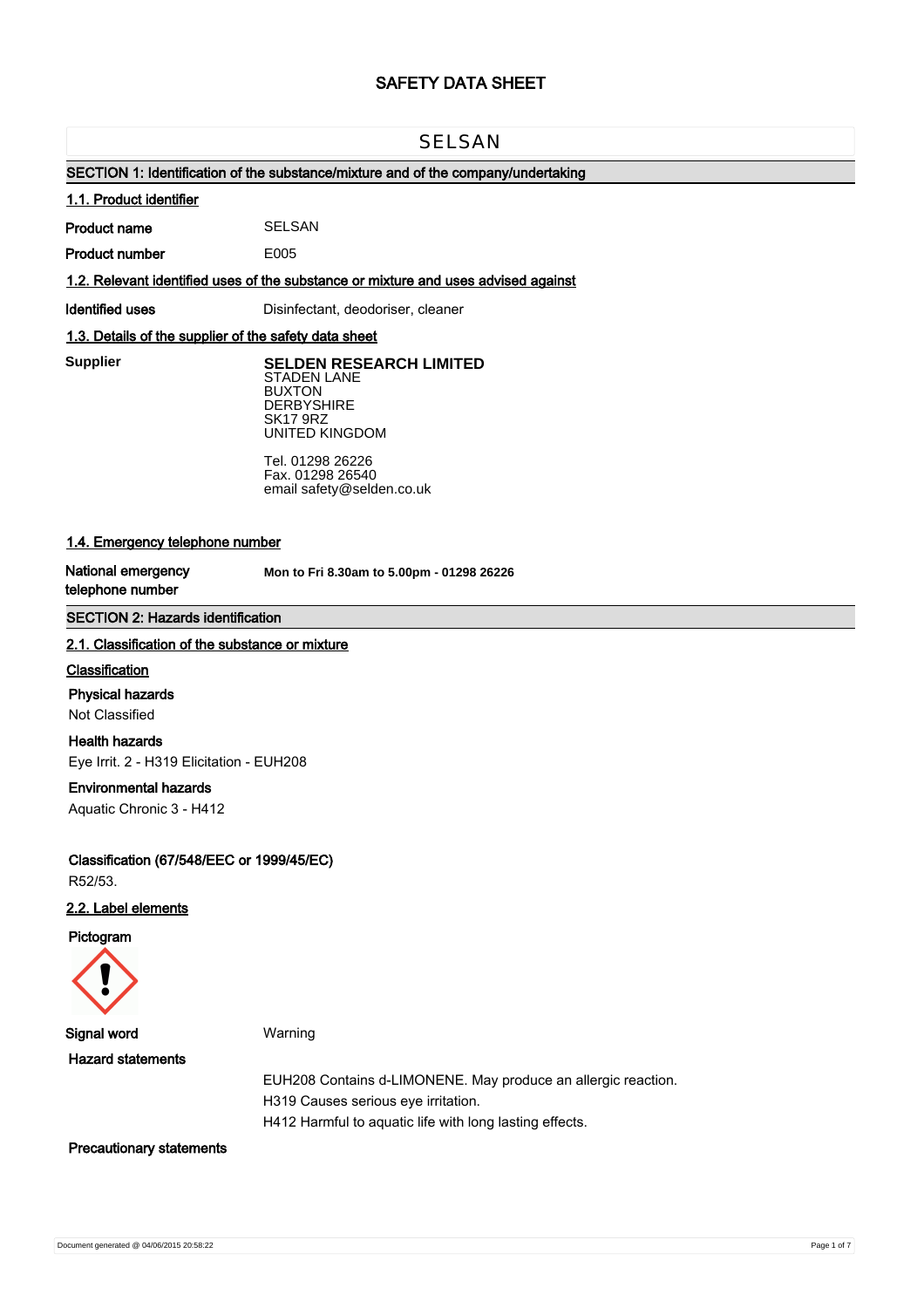# SAFETY DATA SHEET

## SELSAN

### SECTION 1: Identification of the substance/mixture and of the company/undertaking

#### 1.1. Product identifier

**Product name** SELSAN

**Product number** E005

#### 1.2. Relevant identified uses of the substance or mixture and uses advised against

**Identified uses** Disinfectant, deodoriser, cleaner

#### 1.3. Details of the supplier of the safety data sheet

**Supplier**

**SELDEN RESEARCH LIMITED**
STADEN LANE
BUXTON
DERBYSHIRE
SK17 9RZ
UNITED KINGDOM

Tel. 01298 26226
Fax. 01298 26540
email safety@selden.co.uk

#### 1.4. Emergency telephone number

**National emergency telephone number** **Mon to Fri 8.30am to 5.00pm - 01298 26226**

### SECTION 2: Hazards identification

#### 2.1. Classification of the substance or mixture

**Classification**

**Physical hazards**
Not Classified

**Health hazards**
Eye Irrit. 2 - H319 Elicitation - EUH208

**Environmental hazards**
Aquatic Chronic 3 - H412

**Classification (67/548/EEC or 1999/45/EC)**
R52/53.

#### 2.2. Label elements

**Pictogram**

**Signal word** Warning

**Hazard statements**

EUH208 Contains d-LIMONENE. May produce an allergic reaction.
H319 Causes serious eye irritation.
H412 Harmful to aquatic life with long lasting effects.

**Precautionary statements**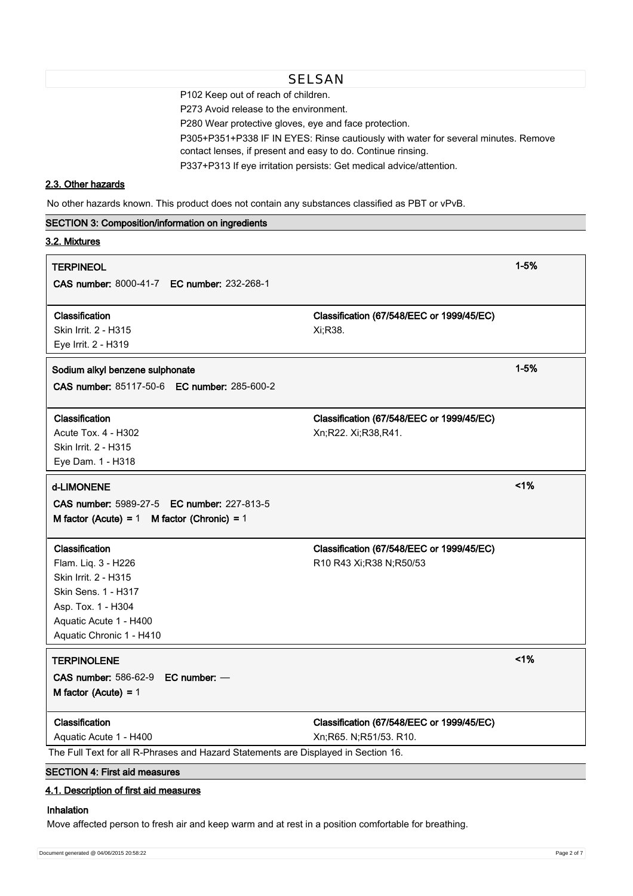P102 Keep out of reach of children.

P273 Avoid release to the environment.

P280 Wear protective gloves, eye and face protection.

P305+P351+P338 IF IN EYES: Rinse cautiously with water for several minutes. Remove contact lenses, if present and easy to do. Continue rinsing.

P337+P313 If eye irritation persists: Get medical advice/attention.

### 2.3. Other hazards

No other hazards known. This product does not contain any substances classified as PBT or vPvB.

## SECTION 3: Composition/information on ingredients

### 3.2. Mixtures

**TERPINEOL** 1-5%

**CAS number:** 8000-41-7 **EC number:** 232-268-1

| Classification | Classification (67/548/EEC or 1999/45/EC) |
|---|---|
| Skin Irrit. 2 - H315<br>Eye Irrit. 2 - H319 | Xi;R38. |

**Sodium alkyl benzene sulphonate** 1-5%

**CAS number:** 85117-50-6 **EC number:** 285-600-2

| Classification | Classification (67/548/EEC or 1999/45/EC) |
|---|---|
| Acute Tox. 4 - H302<br>Skin Irrit. 2 - H315<br>Eye Dam. 1 - H318 | Xn;R22. Xi;R38,R41. |

**d-LIMONENE** <1%

**CAS number:** 5989-27-5 **EC number:** 227-813-5

**M factor (Acute) =** 1 **M factor (Chronic) =** 1

| Classification | Classification (67/548/EEC or 1999/45/EC) |
|---|---|
| Flam. Liq. 3 - H226<br>Skin Irrit. 2 - H315<br>Skin Sens. 1 - H317<br>Asp. Tox. 1 - H304<br>Aquatic Acute 1 - H400<br>Aquatic Chronic 1 - H410 | R10 R43 Xi;R38 N;R50/53 |

**TERPINOLENE** <1%

**CAS number:** 586-62-9 **EC number:** —

**M factor (Acute) =** 1

| Classification | Classification (67/548/EEC or 1999/45/EC) |
|---|---|
| Aquatic Acute 1 - H400 | Xn;R65. N;R51/53. R10. |

The Full Text for all R-Phrases and Hazard Statements are Displayed in Section 16.

## SECTION 4: First aid measures

### 4.1. Description of first aid measures

**Inhalation**

Move affected person to fresh air and keep warm and at rest in a position comfortable for breathing.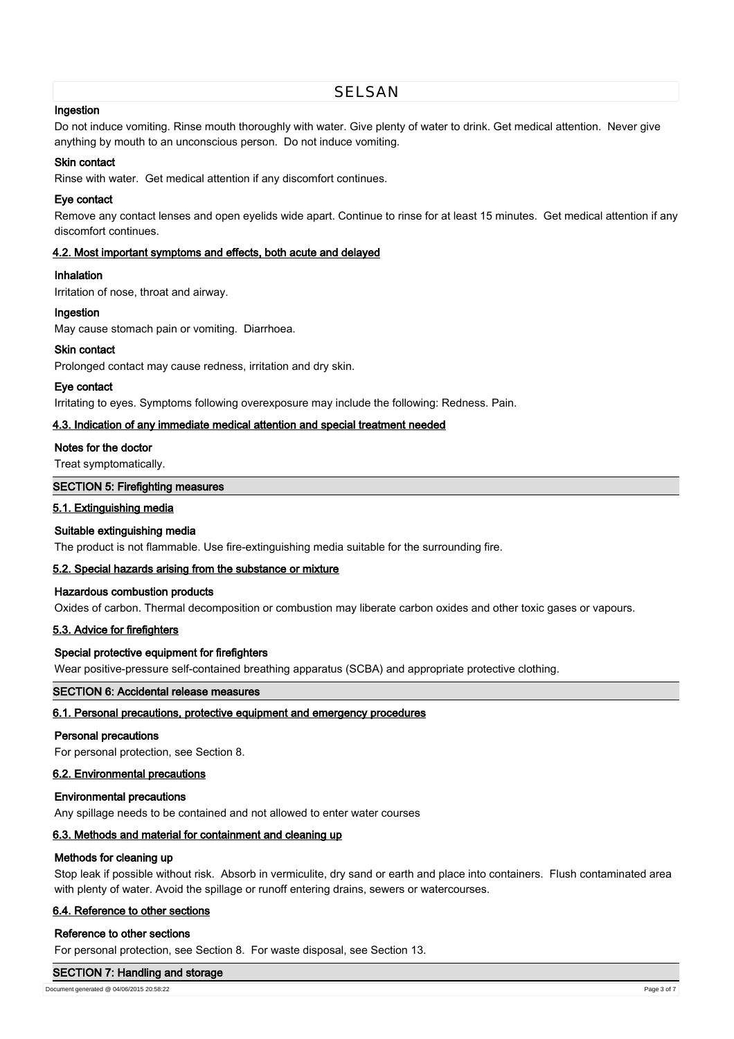#### Ingestion

Do not induce vomiting. Rinse mouth thoroughly with water. Give plenty of water to drink. Get medical attention. Never give anything by mouth to an unconscious person. Do not induce vomiting.

#### Skin contact

Rinse with water. Get medical attention if any discomfort continues.

#### Eye contact

Remove any contact lenses and open eyelids wide apart. Continue to rinse for at least 15 minutes. Get medical attention if any discomfort continues.

### 4.2. Most important symptoms and effects, both acute and delayed

#### Inhalation

Irritation of nose, throat and airway.

#### Ingestion

May cause stomach pain or vomiting. Diarrhoea.

#### Skin contact

Prolonged contact may cause redness, irritation and dry skin.

#### Eye contact

Irritating to eyes. Symptoms following overexposure may include the following: Redness. Pain.

### 4.3. Indication of any immediate medical attention and special treatment needed

#### Notes for the doctor

Treat symptomatically.

## SECTION 5: Firefighting measures

### 5.1. Extinguishing media

#### Suitable extinguishing media

The product is not flammable. Use fire-extinguishing media suitable for the surrounding fire.

### 5.2. Special hazards arising from the substance or mixture

#### Hazardous combustion products

Oxides of carbon. Thermal decomposition or combustion may liberate carbon oxides and other toxic gases or vapours.

### 5.3. Advice for firefighters

#### Special protective equipment for firefighters

Wear positive-pressure self-contained breathing apparatus (SCBA) and appropriate protective clothing.

## SECTION 6: Accidental release measures

### 6.1. Personal precautions, protective equipment and emergency procedures

#### Personal precautions

For personal protection, see Section 8.

### 6.2. Environmental precautions

#### Environmental precautions

Any spillage needs to be contained and not allowed to enter water courses

### 6.3. Methods and material for containment and cleaning up

#### Methods for cleaning up

Stop leak if possible without risk. Absorb in vermiculite, dry sand or earth and place into containers. Flush contaminated area with plenty of water. Avoid the spillage or runoff entering drains, sewers or watercourses.

### 6.4. Reference to other sections

#### Reference to other sections

For personal protection, see Section 8. For waste disposal, see Section 13.

## SECTION 7: Handling and storage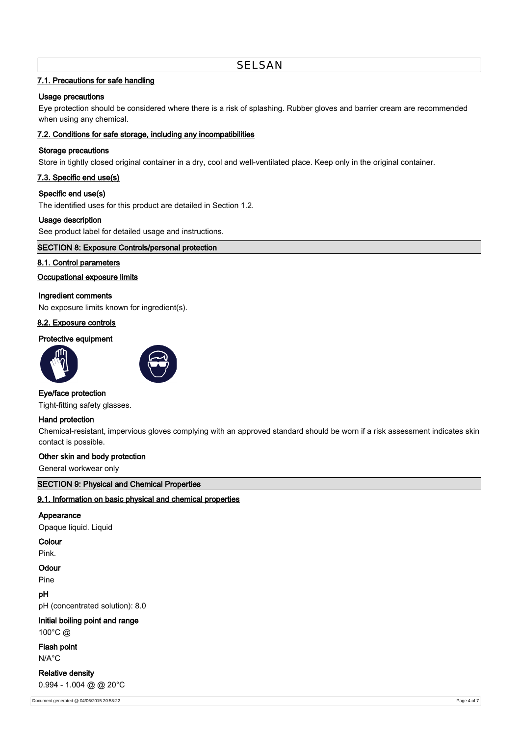#### 7.1. Precautions for safe handling

**Usage precautions**

Eye protection should be considered where there is a risk of splashing. Rubber gloves and barrier cream are recommended when using any chemical.

#### 7.2. Conditions for safe storage, including any incompatibilities

**Storage precautions**

Store in tightly closed original container in a dry, cool and well-ventilated place. Keep only in the original container.

#### 7.3. Specific end use(s)

**Specific end use(s)**

The identified uses for this product are detailed in Section 1.2.

**Usage description**

See product label for detailed usage and instructions.

## SECTION 8: Exposure Controls/personal protection

#### 8.1. Control parameters

#### Occupational exposure limits

**Ingredient comments**

No exposure limits known for ingredient(s).

#### 8.2. Exposure controls

**Protective equipment**

**Eye/face protection**

Tight-fitting safety glasses.

**Hand protection**

Chemical-resistant, impervious gloves complying with an approved standard should be worn if a risk assessment indicates skin contact is possible.

**Other skin and body protection**

General workwear only

## SECTION 9: Physical and Chemical Properties

#### 9.1. Information on basic physical and chemical properties

**Appearance**

Opaque liquid. Liquid

**Colour**

Pink.

**Odour**

Pine

**pH**

pH (concentrated solution): 8.0

**Initial boiling point and range**

100°C @

**Flash point**

N/A°C

**Relative density**

0.994 - 1.004 @ @ 20°C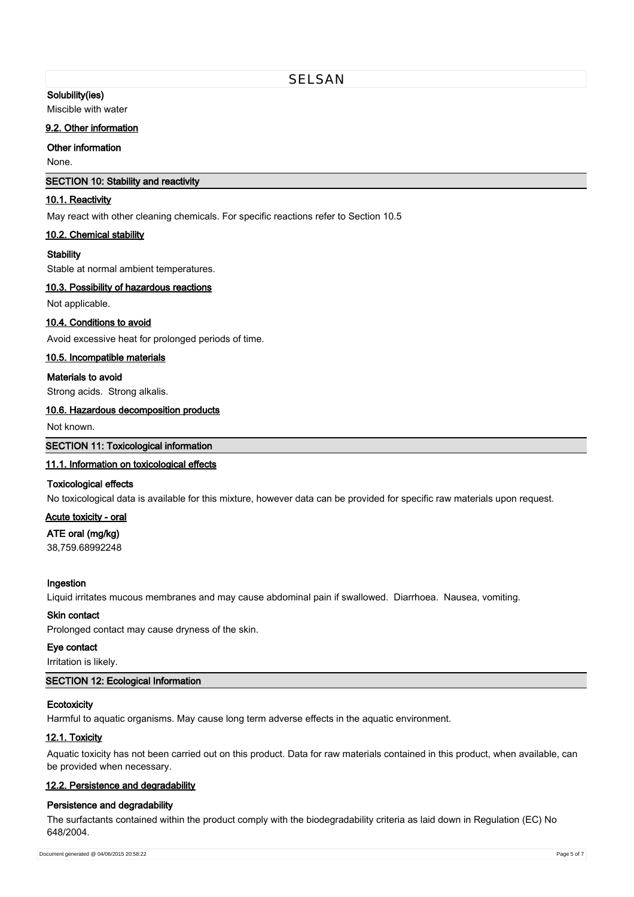**Solubility(ies)**

Miscible with water

### 9.2. Other information

**Other information**

None.

## SECTION 10: Stability and reactivity

### 10.1. Reactivity

May react with other cleaning chemicals. For specific reactions refer to Section 10.5

### 10.2. Chemical stability

**Stability**

Stable at normal ambient temperatures.

### 10.3. Possibility of hazardous reactions

Not applicable.

### 10.4. Conditions to avoid

Avoid excessive heat for prolonged periods of time.

### 10.5. Incompatible materials

**Materials to avoid**

Strong acids. Strong alkalis.

### 10.6. Hazardous decomposition products

Not known.

## SECTION 11: Toxicological information

### 11.1. Information on toxicological effects

**Toxicological effects**

No toxicological data is available for this mixture, however data can be provided for specific raw materials upon request.

**Acute toxicity - oral**

**ATE oral (mg/kg)**

38,759.68992248

**Ingestion**

Liquid irritates mucous membranes and may cause abdominal pain if swallowed. Diarrhoea. Nausea, vomiting.

**Skin contact**

Prolonged contact may cause dryness of the skin.

**Eye contact**

Irritation is likely.

## SECTION 12: Ecological Information

**Ecotoxicity**

Harmful to aquatic organisms. May cause long term adverse effects in the aquatic environment.

### 12.1. Toxicity

Aquatic toxicity has not been carried out on this product. Data for raw materials contained in this product, when available, can be provided when necessary.

### 12.2. Persistence and degradability

**Persistence and degradability**

The surfactants contained within the product comply with the biodegradability criteria as laid down in Regulation (EC) No 648/2004.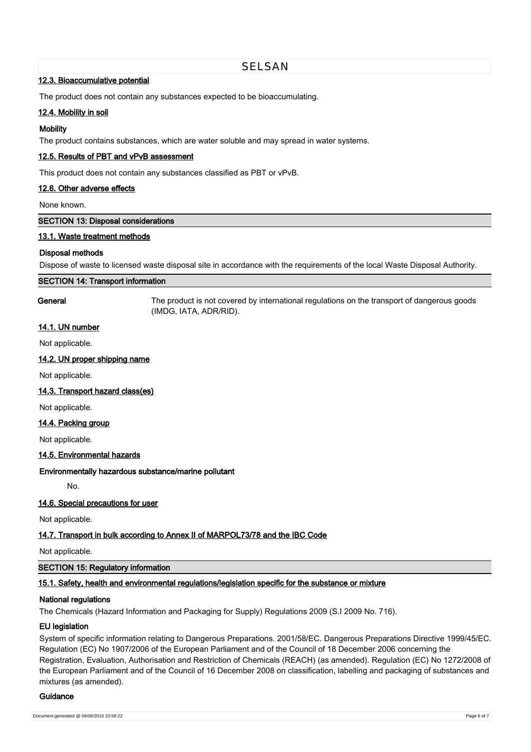### 12.3. Bioaccumulative potential

The product does not contain any substances expected to be bioaccumulating.

### 12.4. Mobility in soil

**Mobility**

The product contains substances, which are water soluble and may spread in water systems.

### 12.5. Results of PBT and vPvB assessment

This product does not contain any substances classified as PBT or vPvB.

### 12.6. Other adverse effects

None known.

## SECTION 13: Disposal considerations

### 13.1. Waste treatment methods

**Disposal methods**

Dispose of waste to licensed waste disposal site in accordance with the requirements of the local Waste Disposal Authority.

## SECTION 14: Transport information

**General** The product is not covered by international regulations on the transport of dangerous goods (IMDG, IATA, ADR/RID).

### 14.1. UN number

Not applicable.

### 14.2. UN proper shipping name

Not applicable.

### 14.3. Transport hazard class(es)

Not applicable.

### 14.4. Packing group

Not applicable.

### 14.5. Environmental hazards

**Environmentally hazardous substance/marine pollutant**

No.

### 14.6. Special precautions for user

Not applicable.

### 14.7. Transport in bulk according to Annex II of MARPOL73/78 and the IBC Code

Not applicable.

## SECTION 15: Regulatory information

### 15.1. Safety, health and environmental regulations/legislation specific for the substance or mixture

**National regulations**

The Chemicals (Hazard Information and Packaging for Supply) Regulations 2009 (S.I 2009 No. 716).

**EU legislation**

System of specific information relating to Dangerous Preparations. 2001/58/EC. Dangerous Preparations Directive 1999/45/EC. Regulation (EC) No 1907/2006 of the European Parliament and of the Council of 18 December 2006 concerning the Registration, Evaluation, Authorisation and Restriction of Chemicals (REACH) (as amended). Regulation (EC) No 1272/2008 of the European Parliament and of the Council of 16 December 2008 on classification, labelling and packaging of substances and mixtures (as amended).

**Guidance**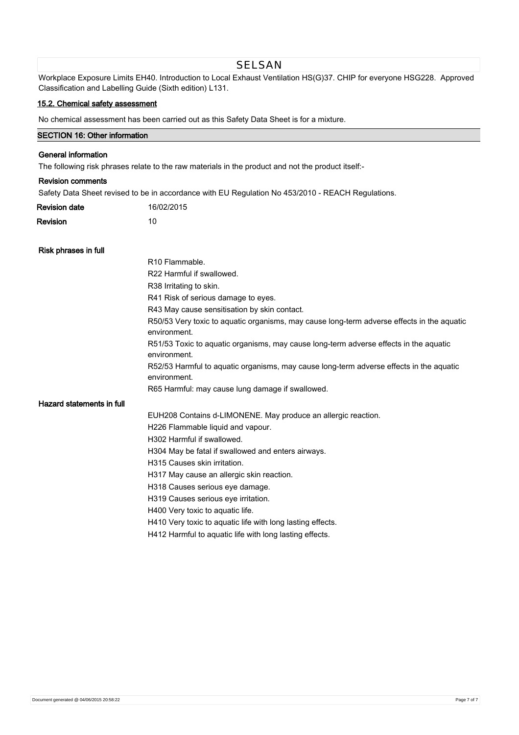Workplace Exposure Limits EH40. Introduction to Local Exhaust Ventilation HS(G)37. CHIP for everyone HSG228. Approved Classification and Labelling Guide (Sixth edition) L131.

### 15.2. Chemical safety assessment

No chemical assessment has been carried out as this Safety Data Sheet is for a mixture.

## SECTION 16: Other information

**General information**

The following risk phrases relate to the raw materials in the product and not the product itself:-

**Revision comments**

Safety Data Sheet revised to be in accordance with EU Regulation No 453/2010 - REACH Regulations.

**Revision date** 16/02/2015

**Revision** 10

**Risk phrases in full**

R10 Flammable.
R22 Harmful if swallowed.
R38 Irritating to skin.
R41 Risk of serious damage to eyes.
R43 May cause sensitisation by skin contact.
R50/53 Very toxic to aquatic organisms, may cause long-term adverse effects in the aquatic environment.
R51/53 Toxic to aquatic organisms, may cause long-term adverse effects in the aquatic environment.
R52/53 Harmful to aquatic organisms, may cause long-term adverse effects in the aquatic environment.
R65 Harmful: may cause lung damage if swallowed.

**Hazard statements in full**

EUH208 Contains d-LIMONENE. May produce an allergic reaction.
H226 Flammable liquid and vapour.
H302 Harmful if swallowed.
H304 May be fatal if swallowed and enters airways.
H315 Causes skin irritation.
H317 May cause an allergic skin reaction.
H318 Causes serious eye damage.
H319 Causes serious eye irritation.
H400 Very toxic to aquatic life.
H410 Very toxic to aquatic life with long lasting effects.
H412 Harmful to aquatic life with long lasting effects.